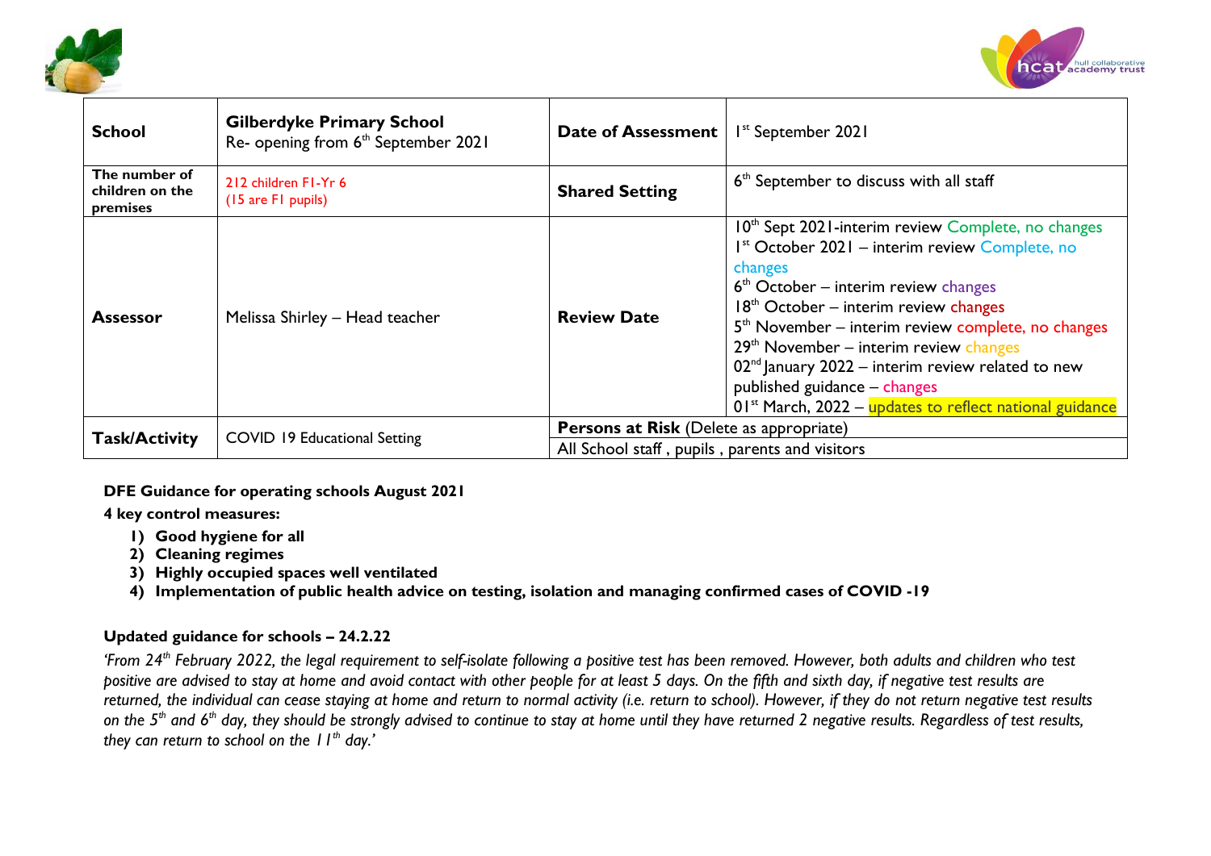| School | Gilberdyke Primary School<br>Re- opening from 6th September 2021 | Date of Assessment | 1st September 2021 |
|---|---|---|---|
| The number of children on the premises | 212 children F1-Yr 6<br>(15 are F1 pupils) | Shared Setting | 6th September to discuss with all staff |
| Assessor | Melissa Shirley – Head teacher | Review Date | 10th Sept 2021-interim review Complete, no changes<br>1st October 2021 – interim review Complete, no changes<br>6th October – interim review changes<br>18th October – interim review changes<br>5th November – interim review complete, no changes<br>29th November – interim review changes<br>02nd January 2022 – interim review related to new published guidance – changes<br>01st March, 2022 – updates to reflect national guidance |
| Task/Activity | COVID 19 Educational Setting | Persons at Risk (Delete as appropriate)<br>All School staff , pupils , parents and visitors | |

**DFE Guidance for operating schools August 2021**

**4 key control measures:**

1) **Good hygiene for all**
2) **Cleaning regimes**
3) **Highly occupied spaces well ventilated**
4) **Implementation of public health advice on testing, isolation and managing confirmed cases of COVID -19**

**Updated guidance for schools – 24.2.22**

*'From 24th February 2022, the legal requirement to self-isolate following a positive test has been removed. However, both adults and children who test positive are advised to stay at home and avoid contact with other people for at least 5 days. On the fifth and sixth day, if negative test results are returned, the individual can cease staying at home and return to normal activity (i.e. return to school). However, if they do not return negative test results on the 5th and 6th day, they should be strongly advised to continue to stay at home until they have returned 2 negative results. Regardless of test results, they can return to school on the 11th day.'*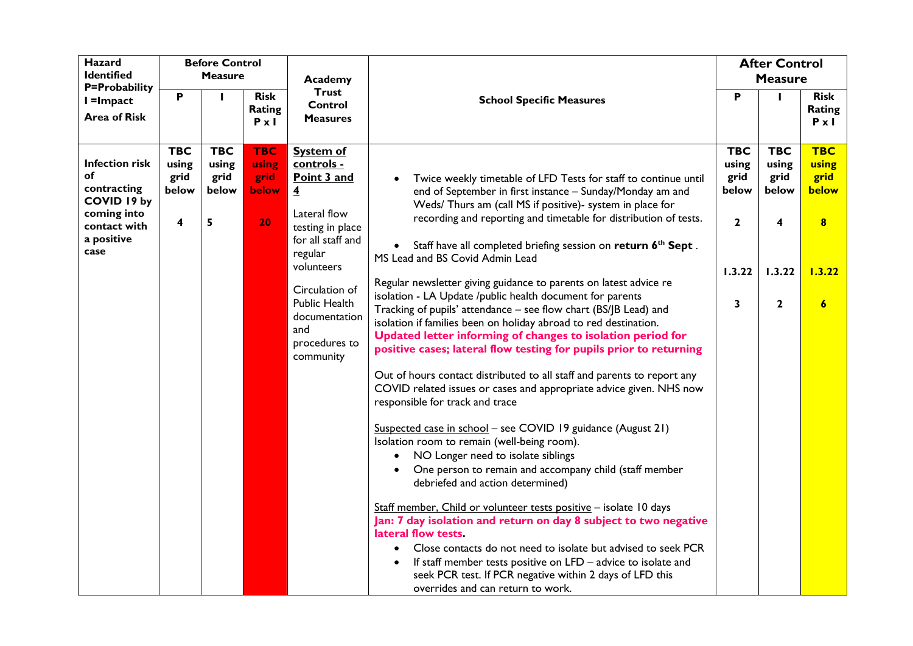| Hazard Identified P=Probability I =Impact Area of Risk | Before Control Measure | | | Academy Trust Control Measures | School Specific Measures | After Control Measure | | |
|---|---|---|---|---|---|---|---|---|
| | P | I | Risk Rating P x I | | | P | I | Risk Rating P x I |
| **Infection risk of contracting COVID 19 by coming into contact with a positive case** | **TBC using grid below** <br><br> **4** | **TBC using grid below** <br><br> **5** | **TBC using grid below** <br><br> **20** | **System of controls - Point 3 and 4** <br><br> Lateral flow testing in place for all staff and regular volunteers <br><br> Circulation of Public Health documentation and procedures to community | • Twice weekly timetable of LFD Tests for staff to continue until end of September in first instance – Sunday/Monday am and Weds/ Thurs am (call MS if positive)- system in place for recording and reporting and timetable for distribution of tests. <br><br> • Staff have all completed briefing session on **return 6th Sept** . MS Lead and BS Covid Admin Lead <br><br> Regular newsletter giving guidance to parents on latest advice re isolation - LA Update /public health document for parents <br> Tracking of pupils' attendance – see flow chart (BS/JB Lead) and isolation if families been on holiday abroad to red destination. <br> **Updated letter informing of changes to isolation period for positive cases; lateral flow testing for pupils prior to returning** <br><br> Out of hours contact distributed to all staff and parents to report any COVID related issues or cases and appropriate advice given. NHS now responsible for track and trace <br><br> Suspected case in school – see COVID 19 guidance (August 21) <br> Isolation room to remain (well-being room). <br> • NO Longer need to isolate siblings <br> • One person to remain and accompany child (staff member debriefed and action determined) <br><br> Staff member, Child or volunteer tests positive – isolate 10 days <br> **Jan: 7 day isolation and return on day 8 subject to two negative lateral flow tests.** <br> • Close contacts do not need to isolate but advised to seek PCR <br> • If staff member tests positive on LFD – advice to isolate and seek PCR test. If PCR negative within 2 days of LFD this overrides and can return to work. | **TBC using grid below** <br><br> **2** <br><br> **1.3.22** <br><br> **3** | **TBC using grid below** <br><br> **4** <br><br> **1.3.22** <br><br> **2** | **TBC using grid below** <br><br> **8** <br><br> **1.3.22** <br><br> **6** |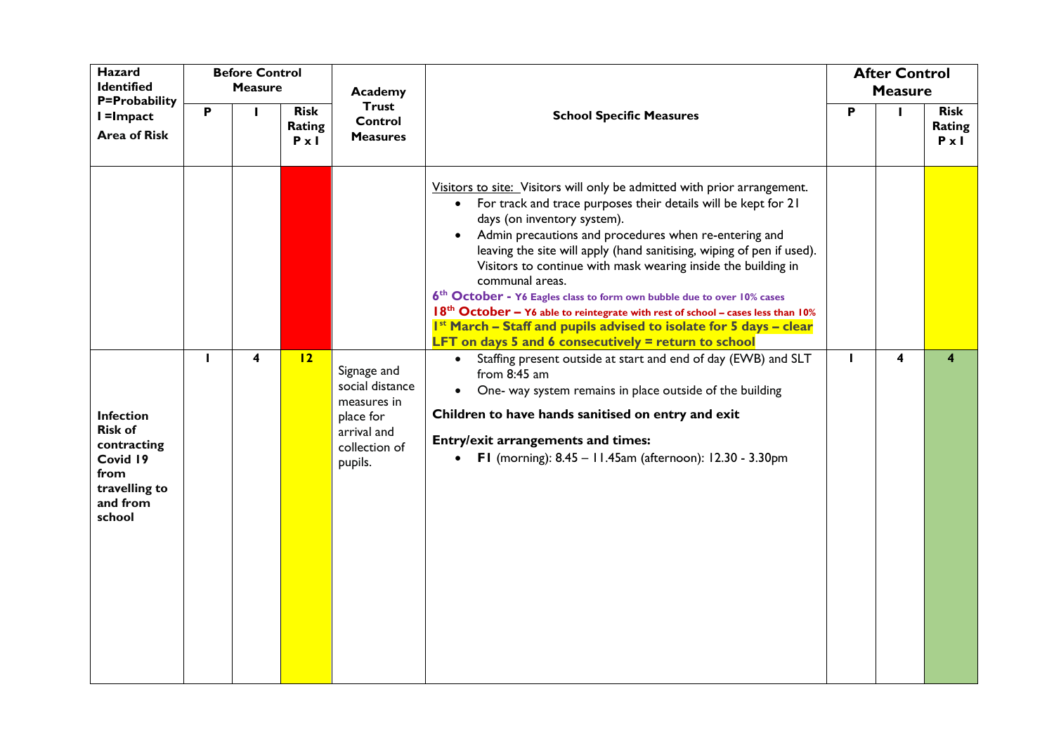| Hazard Identified P=Probability I =Impact Area of Risk | Before Control Measure | | | Academy Trust Control Measures | School Specific Measures | After Control Measure | | |
|---|---|---|---|---|---|---|---|---|
| | P | I | Risk Rating P x I | | | P | I | Risk Rating P x I |
| | | | | | Visitors to site: Visitors will only be admitted with prior arrangement.<br>• For track and trace purposes their details will be kept for 21 days (on inventory system).<br>• Admin precautions and procedures when re-entering and leaving the site will apply (hand sanitising, wiping of pen if used). Visitors to continue with mask wearing inside the building in communal areas.<br>**6th October - Y6 Eagles class to form own bubble due to over 10% cases**<br>**18th October – Y6 able to reintegrate with rest of school – cases less than 10%**<br>**1st March – Staff and pupils advised to isolate for 5 days – clear LFT on days 5 and 6 consecutively = return to school** | | | |
| **Infection Risk of contracting Covid 19 from travelling to and from school** | 1 | 4 | 12 | Signage and social distance measures in place for arrival and collection of pupils. | • Staffing present outside at start and end of day (EWB) and SLT from 8:45 am<br>• One- way system remains in place outside of the building<br>**Children to have hands sanitised on entry and exit**<br>**Entry/exit arrangements and times:**<br>• **F1** (morning): 8.45 – 11.45am (afternoon): 12.30 - 3.30pm | 1 | 4 | 4 |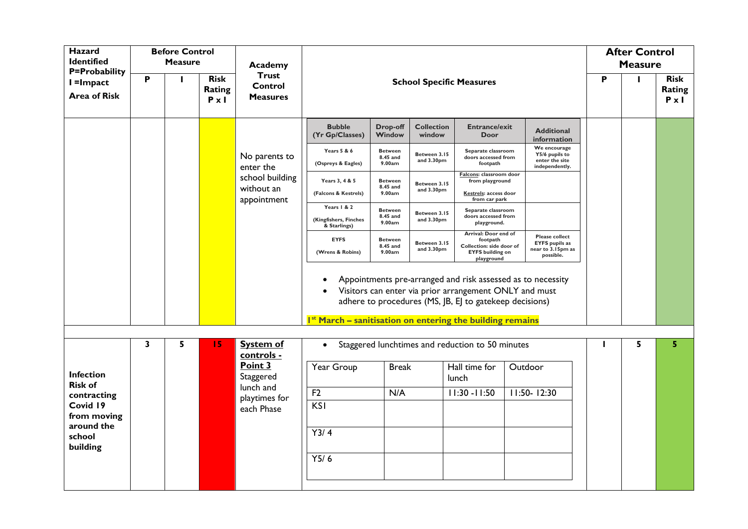| Hazard Identified P=Probability I =Impact Area of Risk | Before Control Measure | | | Academy Trust Control Measures | School Specific Measures | After Control Measure | | |
|---|---|---|---|---|---|---|---|---|
| | P | I | Risk Rating P x I | | | P | I | Risk Rating P x I |
| | | | | No parents to enter the school building without an appointment | (see table and notes below) | | | |
| **Infection Risk of contracting Covid 19 from moving around the school building** | 3 | 5 | 15 | **System of controls - Point 3** Staggered lunch and playtimes for each Phase | • Staggered lunchtimes and reduction to 50 minutes (see table below) | 1 | 5 | 5 |

School Specific Measures (No parents to enter the school building without an appointment):

| Bubble (Yr Gp/Classes) | Drop-off Window | Collection window | Entrance/exit Door | Additional information |
|---|---|---|---|---|
| Years 5 & 6 (Ospreys & Eagles) | Between 8.45 and 9.00am | Between 3.15 and 3.30pm | Separate classroom doors accessed from footpath | We encourage Y5/6 pupils to enter the site independently. |
| Years 3, 4 & 5 (Falcons & Kestrels) | Between 8.45 and 9.00am | Between 3.15 and 3.30pm | Falcons: classroom door from playground Kestrels: access door from car park | |
| Years 1 & 2 (Kingfishers, Finches & Starlings) | Between 8.45 and 9.00am | Between 3.15 and 3.30pm | Separate classroom doors accessed from playground. | |
| EYFS (Wrens & Robins) | Between 8.45 and 9.00am | Between 3.15 and 3.30pm | Arrival: Door end of footpath Collection: side door of EYFS building on playground | Please collect EYFS pupils as near to 3.15pm as possible. |

- Appointments pre-arranged and risk assessed as to necessity
- Visitors can enter via prior arrangement ONLY and must adhere to procedures (MS, JB, EJ to gatekeep decisions)

**1st March – sanitisation on entering the building remains**

School Specific Measures (Staggered lunch and playtimes):

| Year Group | Break | Hall time for lunch | Outdoor |
|---|---|---|---|
| F2 | N/A | 11:30 -11:50 | 11:50- 12:30 |
| KS1 | | | |
| Y3/ 4 | | | |
| Y5/ 6 | | | |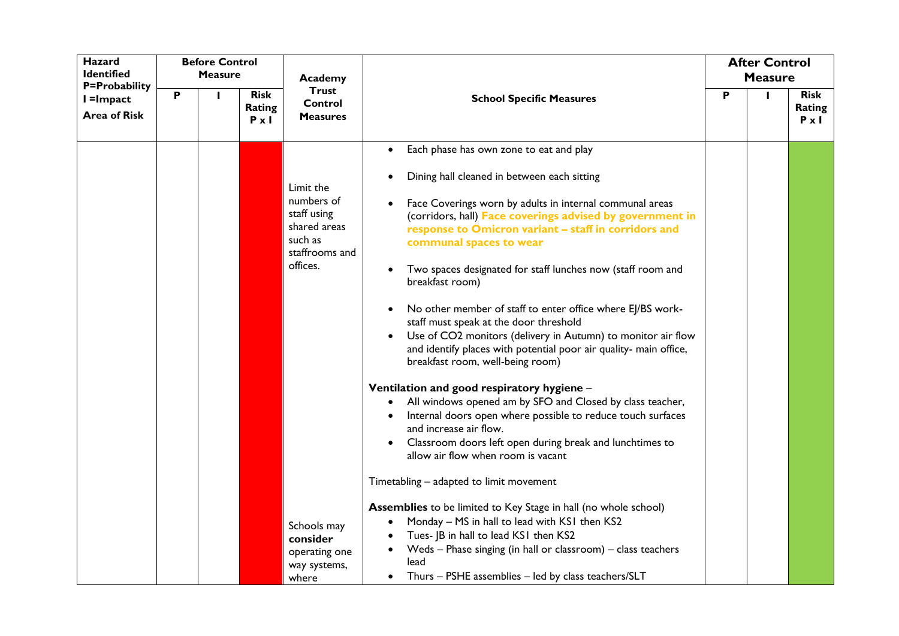| Hazard Identified P=Probability I =Impact Area of Risk | Before Control Measure | | | Academy Trust Control Measures | School Specific Measures | After Control Measure | | |
|---|---|---|---|---|---|---|---|---|
| | P | I | Risk Rating P x I | | | P | I | Risk Rating P x I |
| | | | | Limit the numbers of staff using shared areas such as staffrooms and offices.<br><br>Schools may **consider** operating one way systems, where | • Each phase has own zone to eat and play<br>• Dining hall cleaned in between each sitting<br>• Face Coverings worn by adults in internal communal areas (corridors, hall) **Face coverings advised by government in response to Omicron variant – staff in corridors and communal spaces to wear**<br>• Two spaces designated for staff lunches now (staff room and breakfast room)<br>• No other member of staff to enter office where EJ/BS work- staff must speak at the door threshold<br>• Use of CO2 monitors (delivery in Autumn) to monitor air flow and identify places with potential poor air quality- main office, breakfast room, well-being room)<br><br>**Ventilation and good respiratory hygiene** –<br>• All windows opened am by SFO and Closed by class teacher,<br>• Internal doors open where possible to reduce touch surfaces and increase air flow.<br>• Classroom doors left open during break and lunchtimes to allow air flow when room is vacant<br><br>Timetabling – adapted to limit movement<br><br>**Assemblies** to be limited to Key Stage in hall (no whole school)<br>• Monday – MS in hall to lead with KS1 then KS2<br>• Tues- JB in hall to lead KS1 then KS2<br>• Weds – Phase singing (in hall or classroom) – class teachers lead<br>• Thurs – PSHE assemblies – led by class teachers/SLT | | | |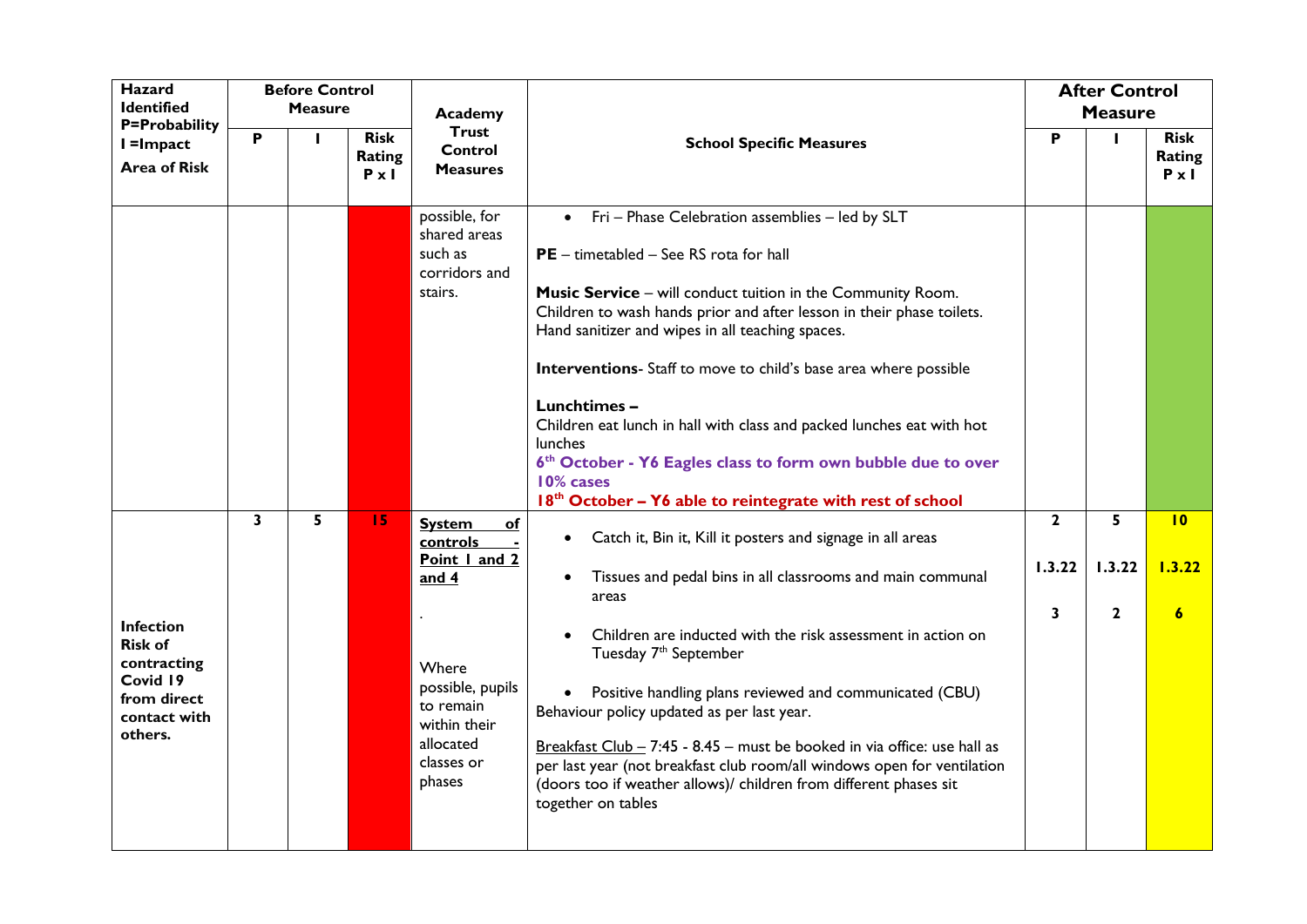| Hazard Identified P=Probability I =Impact Area of Risk | Before Control Measure | | | Academy Trust Control Measures | School Specific Measures | After Control Measure | | |
|---|---|---|---|---|---|---|---|---|
| | P | I | Risk Rating P x I | | | P | I | Risk Rating P x I |
| | | | | possible, for shared areas such as corridors and stairs. | • Fri – Phase Celebration assemblies – led by SLT<br><br>**PE** – timetabled – See RS rota for hall<br><br>**Music Service** – will conduct tuition in the Community Room. Children to wash hands prior and after lesson in their phase toilets. Hand sanitizer and wipes in all teaching spaces.<br><br>**Interventions**- Staff to move to child's base area where possible<br><br>**Lunchtimes –**<br>Children eat lunch in hall with class and packed lunches eat with hot lunches<br>**6th October - Y6 Eagles class to form own bubble due to over 10% cases**<br>**18th October – Y6 able to reintegrate with rest of school** | | | |
| **Infection Risk of contracting Covid 19 from direct contact with others.** | 3 | 5 | 15 | **System of controls - Point 1 and 2 and 4**<br><br>.<br><br>Where possible, pupils to remain within their allocated classes or phases | • Catch it, Bin it, Kill it posters and signage in all areas<br><br>• Tissues and pedal bins in all classrooms and main communal areas<br><br>• Children are inducted with the risk assessment in action on Tuesday 7th September<br><br>• Positive handling plans reviewed and communicated (CBU)<br>Behaviour policy updated as per last year.<br><br>Breakfast Club – 7:45 - 8.45 – must be booked in via office: use hall as per last year (not breakfast club room/all windows open for ventilation (doors too if weather allows)/ children from different phases sit together on tables | 2<br><br>1.3.22<br><br>3 | 5<br><br>1.3.22<br><br>2 | 10<br><br>1.3.22<br><br>6 |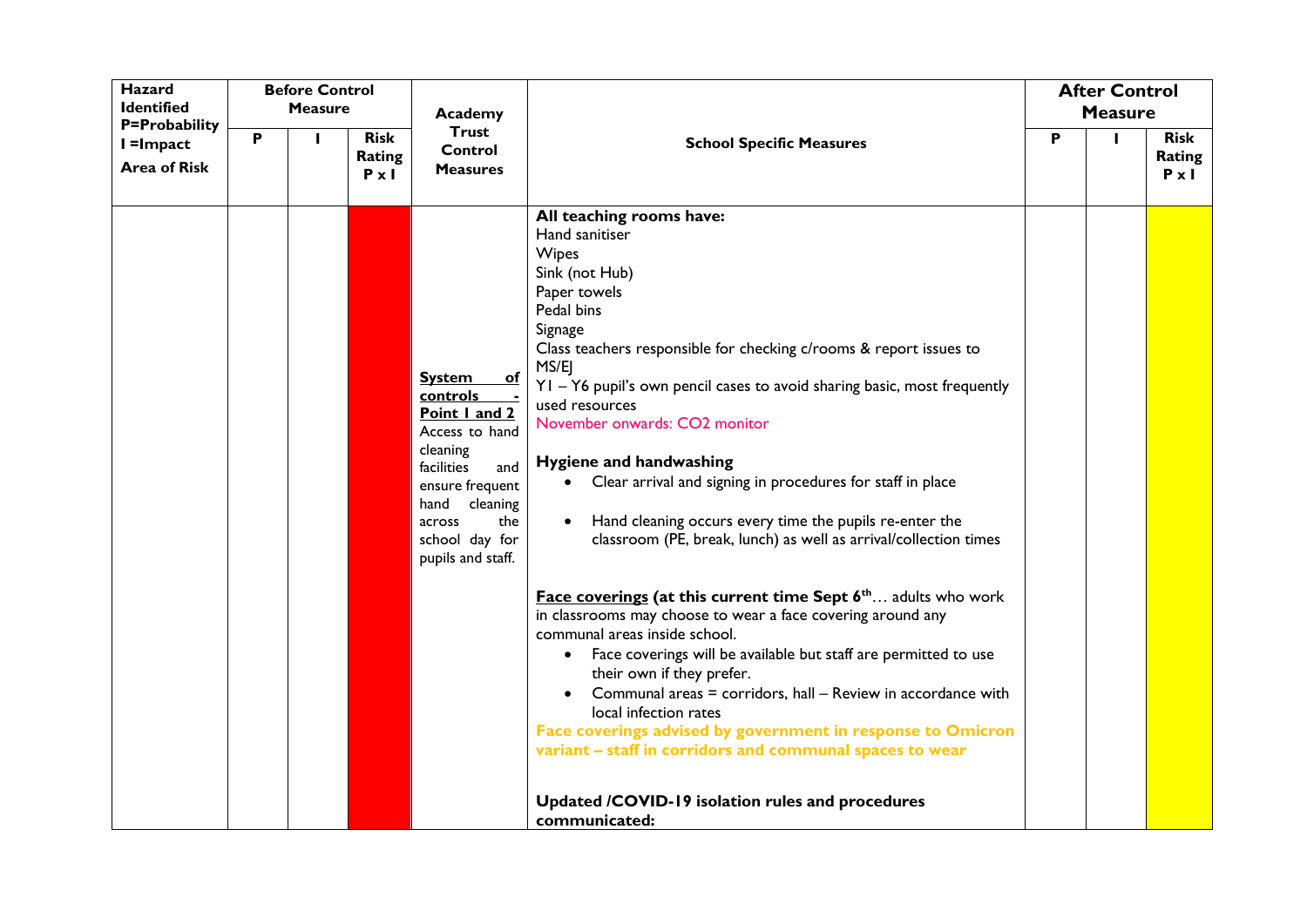| Hazard Identified P=Probability I =Impact Area of Risk | Before Control Measure | | | Academy Trust Control Measures | School Specific Measures | After Control Measure | | |
|---|---|---|---|---|---|---|---|---|
| | P | I | Risk Rating P x I | | | P | I | Risk Rating P x I |
| | | | | **System of controls - Point 1 and 2** Access to hand cleaning facilities and ensure frequent hand cleaning across the school day for pupils and staff. | **All teaching rooms have:**<br>Hand sanitiser<br>Wipes<br>Sink (not Hub)<br>Paper towels<br>Pedal bins<br>Signage<br>Class teachers responsible for checking c/rooms & report issues to MS/EJ<br>Y1 – Y6 pupil's own pencil cases to avoid sharing basic, most frequently used resources<br>November onwards: $CO_2$ monitor<br><br>**Hygiene and handwashing**<br>• Clear arrival and signing in procedures for staff in place<br>• Hand cleaning occurs every time the pupils re-enter the classroom (PE, break, lunch) as well as arrival/collection times<br><br>**Face coverings (at this current time Sept 6th**… adults who work in classrooms may choose to wear a face covering around any communal areas inside school.<br>• Face coverings will be available but staff are permitted to use their own if they prefer.<br>• Communal areas = corridors, hall – Review in accordance with local infection rates<br>**Face coverings advised by government in response to Omicron variant – staff in corridors and communal spaces to wear**<br><br>**Updated /COVID-19 isolation rules and procedures communicated:** | | | |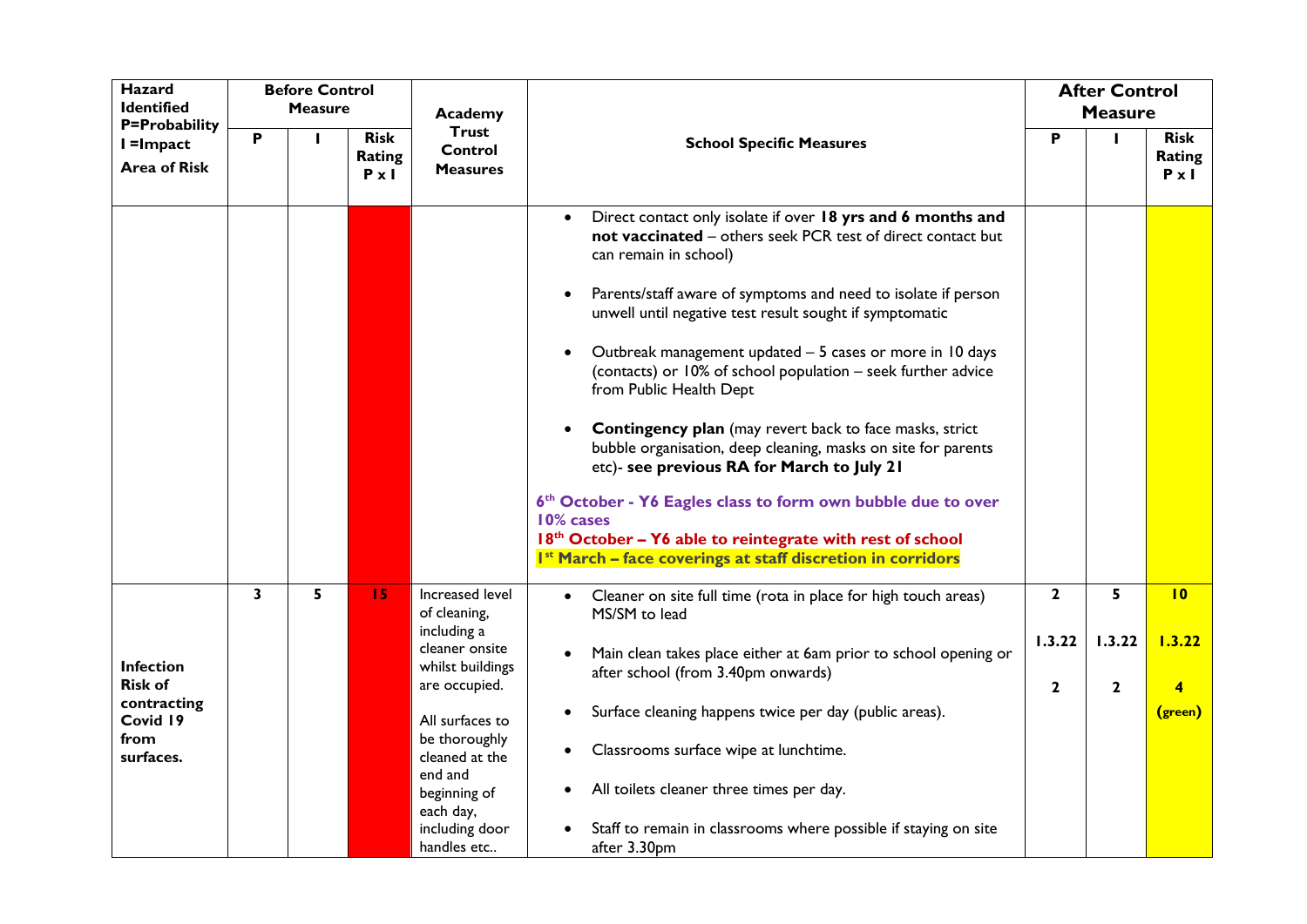| Hazard Identified P=Probability I =Impact Area of Risk | Before Control Measure | | | Academy Trust Control Measures | School Specific Measures | After Control Measure | | |
|---|---|---|---|---|---|---|---|---|
| | P | I | Risk Rating P x I | | | P | I | Risk Rating P x I |
| | | | | | • Direct contact only isolate if over **18 yrs and 6 months and not vaccinated** – others seek PCR test of direct contact but can remain in school)<br><br>• Parents/staff aware of symptoms and need to isolate if person unwell until negative test result sought if symptomatic<br><br>• Outbreak management updated – 5 cases or more in 10 days (contacts) or 10% of school population – seek further advice from Public Health Dept<br><br>• **Contingency plan** (may revert back to face masks, strict bubble organisation, deep cleaning, masks on site for parents etc)- **see previous RA for March to July 21**<br><br>**6th October - Y6 Eagles class to form own bubble due to over 10% cases**<br>**18th October – Y6 able to reintegrate with rest of school**<br>**1st March – face coverings at staff discretion in corridors** | | | |
| **Infection Risk of contracting Covid 19 from surfaces.** | **3** | **5** | **15** | Increased level of cleaning, including a cleaner onsite whilst buildings are occupied.<br><br>All surfaces to be thoroughly cleaned at the end and beginning of each day, including door handles etc.. | • Cleaner on site full time (rota in place for high touch areas) MS/SM to lead<br><br>• Main clean takes place either at 6am prior to school opening or after school (from 3.40pm onwards)<br><br>• Surface cleaning happens twice per day (public areas).<br><br>• Classrooms surface wipe at lunchtime.<br><br>• All toilets cleaner three times per day.<br><br>• Staff to remain in classrooms where possible if staying on site after 3.30pm | **2**<br><br>**1.3.22**<br><br>**2** | **5**<br><br>**1.3.22**<br><br>**2** | **10**<br><br>**1.3.22**<br><br>**4**<br>**(green)** |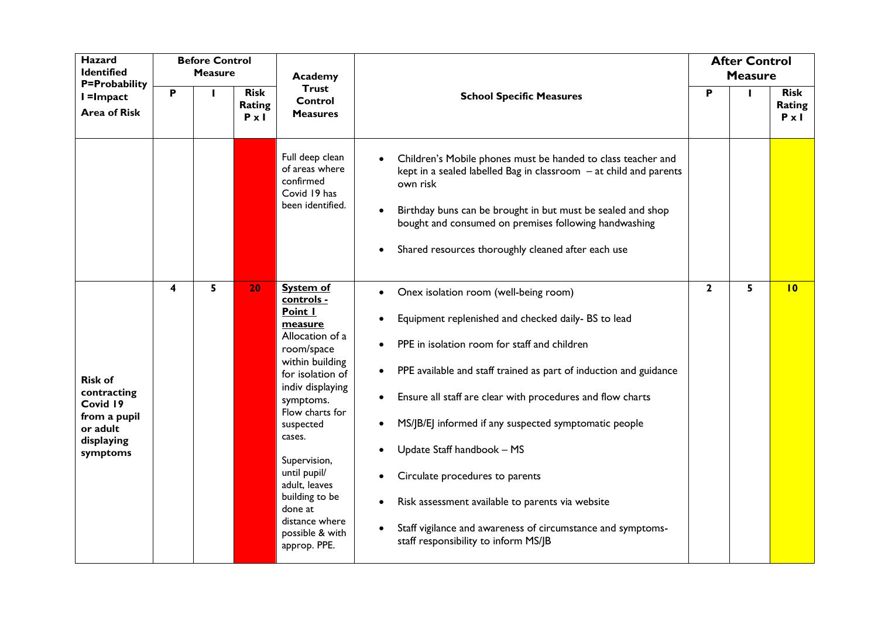| Hazard Identified P=Probability I =Impact Area of Risk | Before Control Measure | | | Academy Trust Control Measures | School Specific Measures | After Control Measure | | |
|---|---|---|---|---|---|---|---|---|
| | P | I | Risk Rating P x I | | | P | I | Risk Rating P x I |
| | | | | Full deep clean of areas where confirmed Covid 19 has been identified. | • Children's Mobile phones must be handed to class teacher and kept in a sealed labelled Bag in classroom – at child and parents own risk<br>• Birthday buns can be brought in but must be sealed and shop bought and consumed on premises following handwashing<br>• Shared resources thoroughly cleaned after each use | | | |
| **Risk of contracting Covid 19 from a pupil or adult displaying symptoms** | 4 | 5 | 20 | **System of controls - Point 1 measure** Allocation of a room/space within building for isolation of indiv displaying symptoms. Flow charts for suspected cases.<br><br>Supervision, until pupil/ adult, leaves building to be done at distance where possible & with approp. PPE. | • Onex isolation room (well-being room)<br>• Equipment replenished and checked daily- BS to lead<br>• PPE in isolation room for staff and children<br>• PPE available and staff trained as part of induction and guidance<br>• Ensure all staff are clear with procedures and flow charts<br>• MS/JB/EJ informed if any suspected symptomatic people<br>• Update Staff handbook – MS<br>• Circulate procedures to parents<br>• Risk assessment available to parents via website<br>• Staff vigilance and awareness of circumstance and symptoms- staff responsibility to inform MS/JB | 2 | 5 | 10 |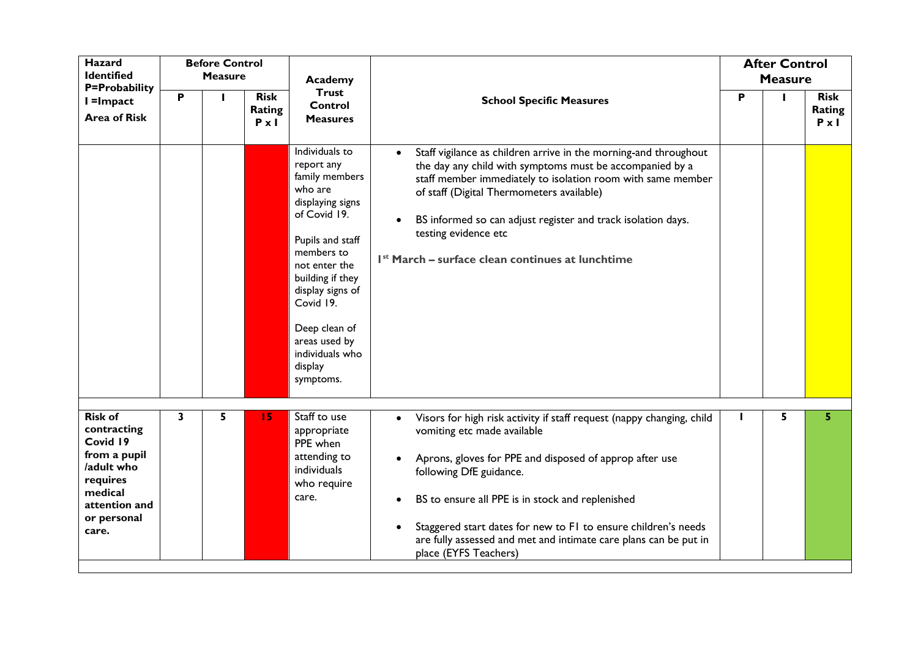| Hazard Identified P=Probability I =Impact Area of Risk | Before Control Measure | | | Academy Trust Control Measures | School Specific Measures | After Control Measure | | |
|---|---|---|---|---|---|---|---|---|
| | P | I | Risk Rating P x I | | | P | I | Risk Rating P x I |
| | | | | Individuals to report any family members who are displaying signs of Covid 19.<br><br>Pupils and staff members to not enter the building if they display signs of Covid 19.<br><br>Deep clean of areas used by individuals who display symptoms. | • Staff vigilance as children arrive in the morning-and throughout the day any child with symptoms must be accompanied by a staff member immediately to isolation room with same member of staff (Digital Thermometers available)<br><br>• BS informed so can adjust register and track isolation days. testing evidence etc<br><br>**1st March – surface clean continues at lunchtime** | | | |
| **Risk of contracting Covid 19 from a pupil /adult who requires medical attention and or personal care.** | 3 | 5 | 15 | Staff to use appropriate PPE when attending to individuals who require care. | • Visors for high risk activity if staff request (nappy changing, child vomiting etc made available<br><br>• Aprons, gloves for PPE and disposed of approp after use following DfE guidance.<br><br>• BS to ensure all PPE is in stock and replenished<br><br>• Staggered start dates for new to F1 to ensure children's needs are fully assessed and met and intimate care plans can be put in place (EYFS Teachers) | 1 | 5 | 5 |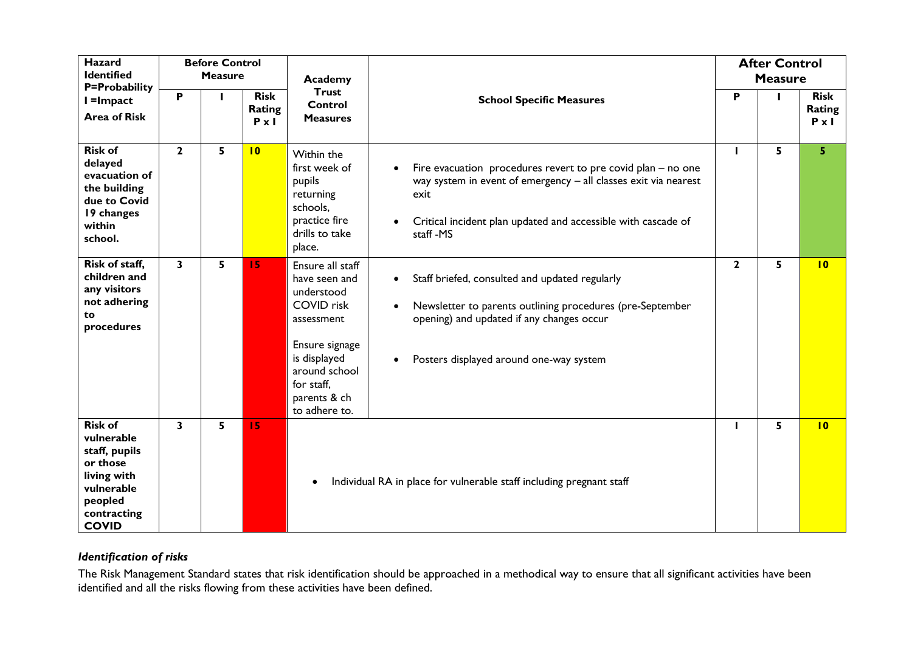| Hazard Identified P=Probability I =Impact Area of Risk | Before Control Measure | | | Academy Trust Control Measures | School Specific Measures | After Control Measure | | |
|---|---|---|---|---|---|---|---|---|
| | P | I | Risk Rating P x I | | | P | I | Risk Rating P x I |
| **Risk of delayed evacuation of the building due to Covid 19 changes within school.** | 2 | 5 | 10 | Within the first week of pupils returning schools, practice fire drills to take place. | • Fire evacuation procedures revert to pre covid plan – no one way system in event of emergency – all classes exit via nearest exit<br>• Critical incident plan updated and accessible with cascade of staff -MS | 1 | 5 | 5 |
| **Risk of staff, children and any visitors not adhering to procedures** | 3 | 5 | 15 | Ensure all staff have seen and understood COVID risk assessment<br><br>Ensure signage is displayed around school for staff, parents & ch to adhere to. | • Staff briefed, consulted and updated regularly<br>• Newsletter to parents outlining procedures (pre-September opening) and updated if any changes occur<br>• Posters displayed around one-way system | 2 | 5 | 10 |
| **Risk of vulnerable staff, pupils or those living with vulnerable peopled contracting COVID** | 3 | 5 | 15 | • Individual RA in place for vulnerable staff including pregnant staff | | 1 | 5 | 10 |

### *Identification of risks*

The Risk Management Standard states that risk identification should be approached in a methodical way to ensure that all significant activities have been identified and all the risks flowing from these activities have been defined.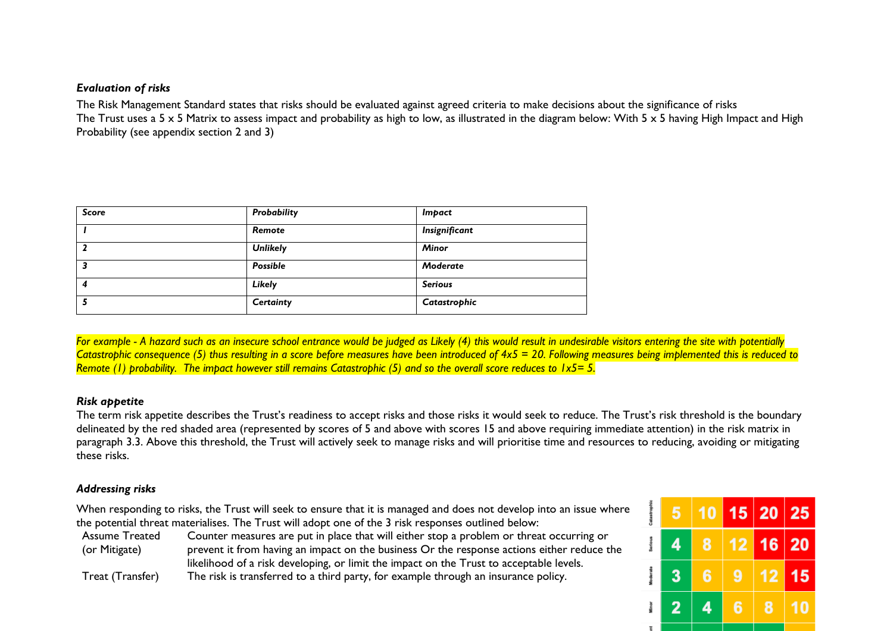### *Evaluation of risks*

The Risk Management Standard states that risks should be evaluated against agreed criteria to make decisions about the significance of risks
The Trust uses a 5 x 5 Matrix to assess impact and probability as high to low, as illustrated in the diagram below: With 5 x 5 having High Impact and High Probability (see appendix section 2 and 3)

| *Score* | *Probability* | *Impact* |
|---|---|---|
| *1* | *Remote* | *Insignificant* |
| *2* | *Unlikely* | *Minor* |
| *3* | *Possible* | *Moderate* |
| *4* | *Likely* | *Serious* |
| *5* | *Certainty* | *Catastrophic* |

*For example - A hazard such as an insecure school entrance would be judged as Likely (4) this would result in undesirable visitors entering the site with potentially Catastrophic consequence (5) thus resulting in a score before measures have been introduced of 4x5 = 20. Following measures being implemented this is reduced to Remote (1) probability. The impact however still remains Catastrophic (5) and so the overall score reduces to 1x5= 5.*

### *Risk appetite*

The term risk appetite describes the Trust's readiness to accept risks and those risks it would seek to reduce. The Trust's risk threshold is the boundary delineated by the red shaded area (represented by scores of 5 and above with scores 15 and above requiring immediate attention) in the risk matrix in paragraph 3.3. Above this threshold, the Trust will actively seek to manage risks and will prioritise time and resources to reducing, avoiding or mitigating these risks.

### *Addressing risks*

When responding to risks, the Trust will seek to ensure that it is managed and does not develop into an issue where the potential threat materialises. The Trust will adopt one of the 3 risk responses outlined below:

| | |
|---|---|
| Assume Treated (or Mitigate) | Counter measures are put in place that will either stop a problem or threat occurring or prevent it from having an impact on the business Or the response actions either reduce the likelihood of a risk developing, or limit the impact on the Trust to acceptable levels. |
| Treat (Transfer) | The risk is transferred to a third party, for example through an insurance policy. |

| | | | | | |
|---|---|---|---|---|---|
| Catastrophic | 5 | 10 | 15 | 20 | 25 |
| Serious | 4 | 8 | 12 | 16 | 20 |
| Moderate | 3 | 6 | 9 | 12 | 15 |
| Minor | 2 | 4 | 6 | 8 | 10 |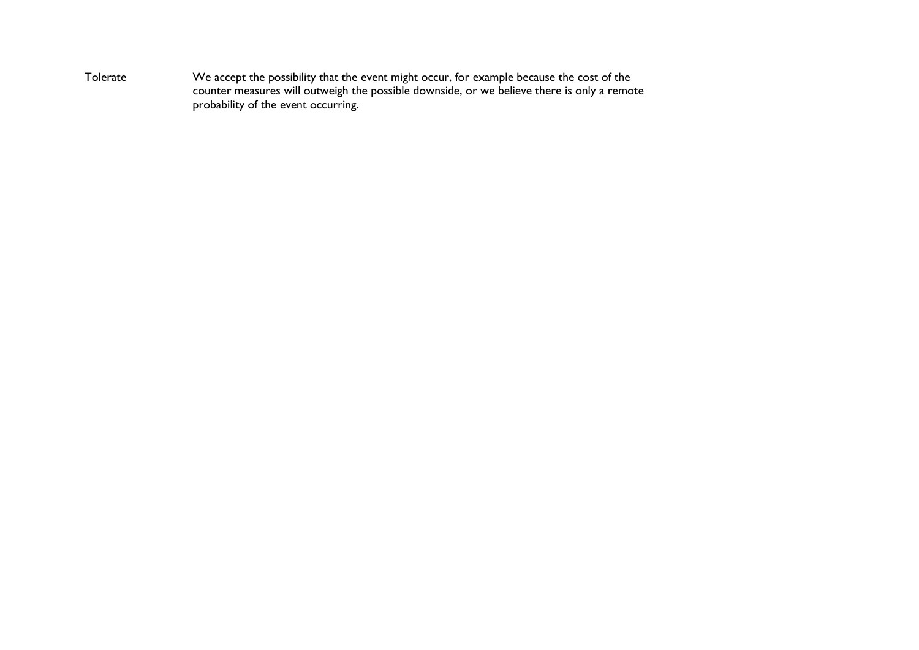| | |
|---|---|
| Tolerate | We accept the possibility that the event might occur, for example because the cost of the counter measures will outweigh the possible downside, or we believe there is only a remote probability of the event occurring. |